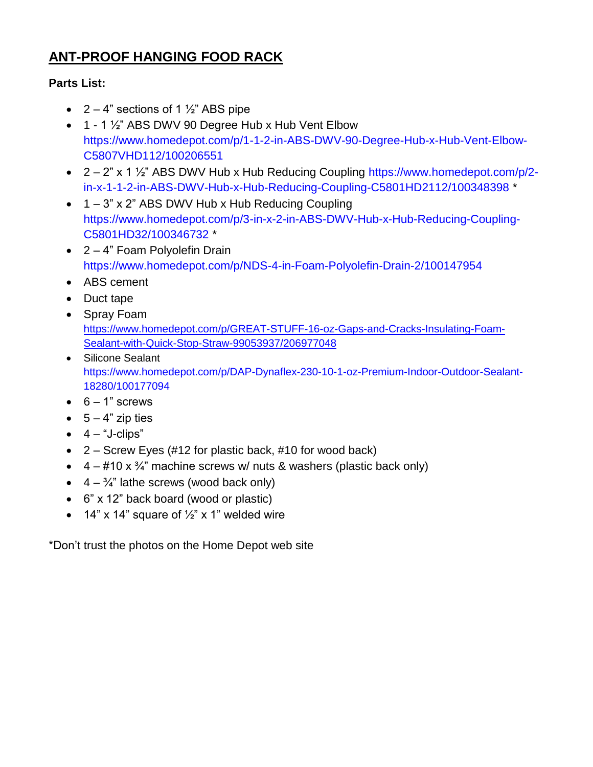# ANT-PROOF HANGING FOOD RACK

**Parts List:**

- 2 – 4" sections of 1 ½" ABS pipe
- 1 - 1 ½" ABS DWV 90 Degree Hub x Hub Vent Elbow https://www.homedepot.com/p/1-1-2-in-ABS-DWV-90-Degree-Hub-x-Hub-Vent-Elbow-C5807VHD112/100206551
- 2 – 2" x 1 ½" ABS DWV Hub x Hub Reducing Coupling https://www.homedepot.com/p/2-in-x-1-1-2-in-ABS-DWV-Hub-x-Hub-Reducing-Coupling-C5801HD2112/100348398 *
- 1 – 3" x 2" ABS DWV Hub x Hub Reducing Coupling https://www.homedepot.com/p/3-in-x-2-in-ABS-DWV-Hub-x-Hub-Reducing-Coupling-C5801HD32/100346732 *
- 2 – 4" Foam Polyolefin Drain https://www.homedepot.com/p/NDS-4-in-Foam-Polyolefin-Drain-2/100147954
- ABS cement
- Duct tape
- Spray Foam https://www.homedepot.com/p/GREAT-STUFF-16-oz-Gaps-and-Cracks-Insulating-Foam-Sealant-with-Quick-Stop-Straw-99053937/206977048
- Silicone Sealant https://www.homedepot.com/p/DAP-Dynaflex-230-10-1-oz-Premium-Indoor-Outdoor-Sealant-18280/100177094
- 6 – 1" screws
- 5 – 4" zip ties
- 4 – "J-clips"
- 2 – Screw Eyes (#12 for plastic back, #10 for wood back)
- 4 – #10 x ¾" machine screws w/ nuts & washers (plastic back only)
- 4 – ¾" lathe screws (wood back only)
- 6" x 12" back board (wood or plastic)
- 14" x 14" square of ½" x 1" welded wire

*Don't trust the photos on the Home Depot web site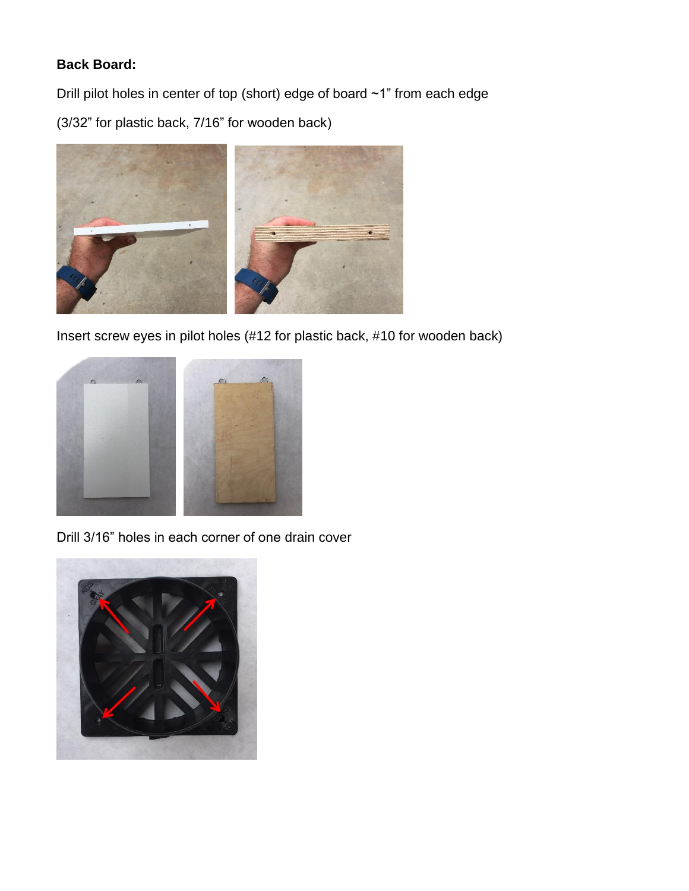**Back Board:**

Drill pilot holes in center of top (short) edge of board ~1” from each edge

(3/32” for plastic back, 7/16” for wooden back)

Insert screw eyes in pilot holes (#12 for plastic back, #10 for wooden back)

Drill 3/16” holes in each corner of one drain cover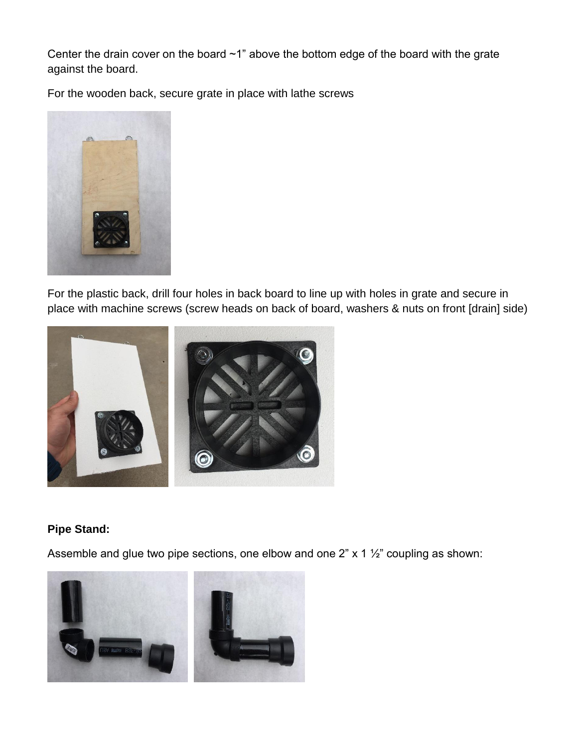Center the drain cover on the board ~1" above the bottom edge of the board with the grate against the board.

For the wooden back, secure grate in place with lathe screws

For the plastic back, drill four holes in back board to line up with holes in grate and secure in place with machine screws (screw heads on back of board, washers & nuts on front [drain] side)

**Pipe Stand:**

Assemble and glue two pipe sections, one elbow and one 2" x 1 ½" coupling as shown: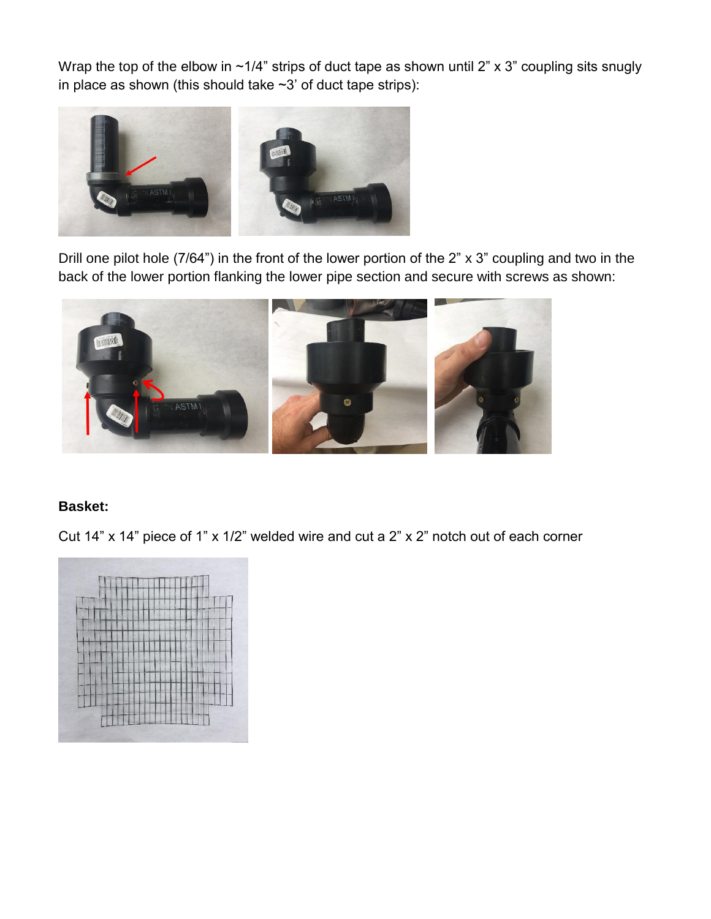Wrap the top of the elbow in ~1/4" strips of duct tape as shown until 2" x 3" coupling sits snugly in place as shown (this should take ~3' of duct tape strips):

Drill one pilot hole (7/64") in the front of the lower portion of the 2" x 3" coupling and two in the back of the lower portion flanking the lower pipe section and secure with screws as shown:

**Basket:**

Cut 14" x 14" piece of 1" x 1/2" welded wire and cut a 2" x 2" notch out of each corner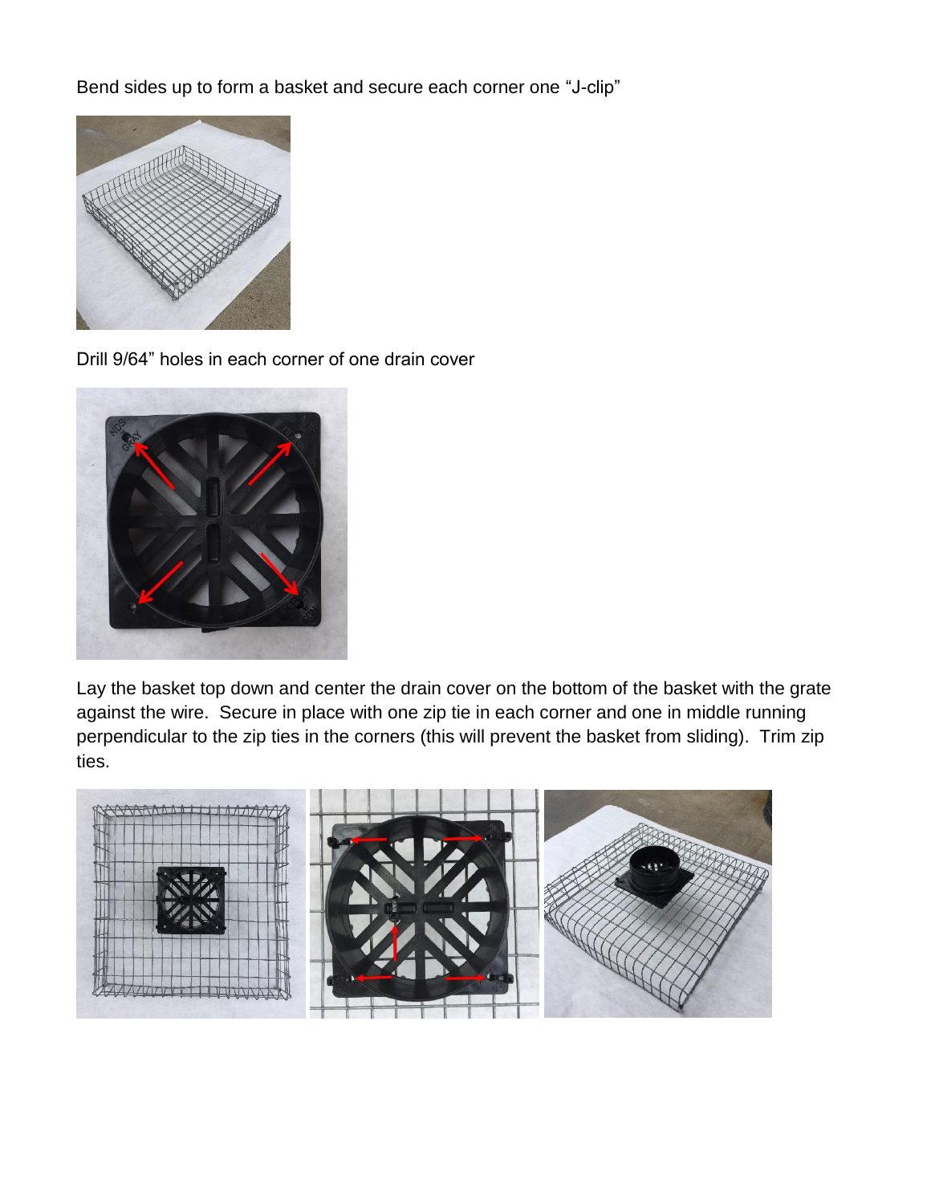Bend sides up to form a basket and secure each corner one "J-clip"

Drill 9/64" holes in each corner of one drain cover

Lay the basket top down and center the drain cover on the bottom of the basket with the grate against the wire. Secure in place with one zip tie in each corner and one in middle running perpendicular to the zip ties in the corners (this will prevent the basket from sliding). Trim zip ties.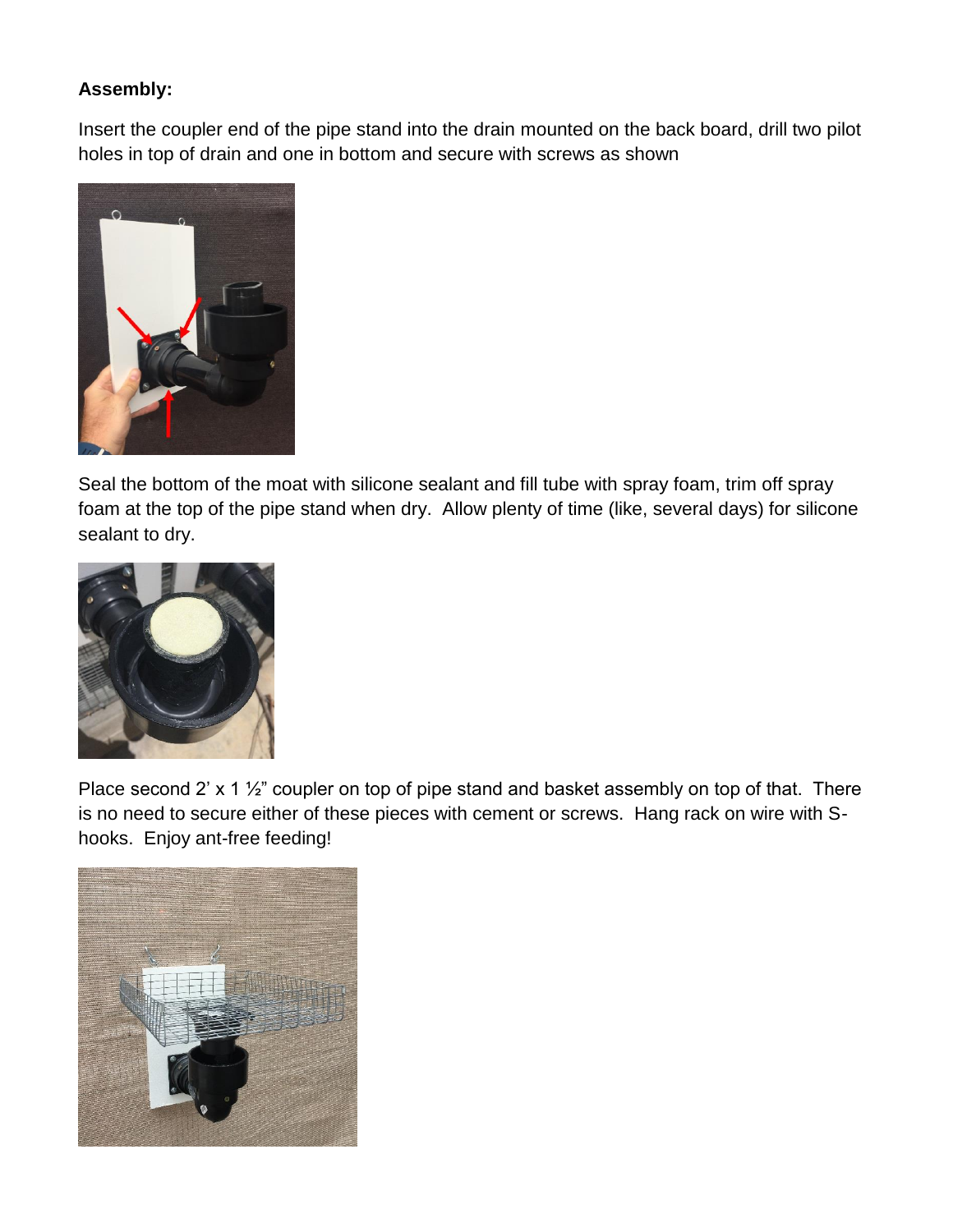**Assembly:**

Insert the coupler end of the pipe stand into the drain mounted on the back board, drill two pilot holes in top of drain and one in bottom and secure with screws as shown

Seal the bottom of the moat with silicone sealant and fill tube with spray foam, trim off spray foam at the top of the pipe stand when dry. Allow plenty of time (like, several days) for silicone sealant to dry.

Place second 2' x 1 ½" coupler on top of pipe stand and basket assembly on top of that. There is no need to secure either of these pieces with cement or screws. Hang rack on wire with S-hooks. Enjoy ant-free feeding!